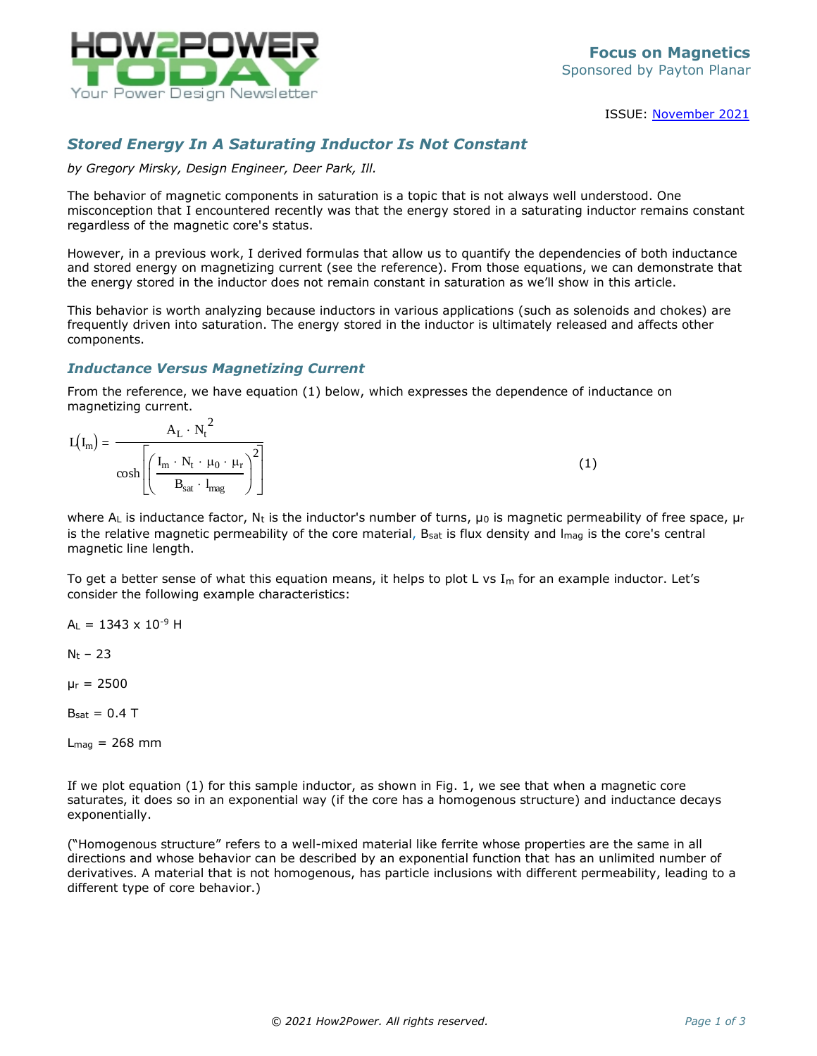## Stored Energy In A Saturating Inductor Is Not Constant

*by Gregory Mirsky, Design Engineer, Deer Park, Ill.*

The behavior of magnetic components in saturation is a topic that is not always well understood. One misconception that I encountered recently was that the energy stored in a saturating inductor remains constant regardless of the magnetic core's status.

However, in a previous work, I derived formulas that allow us to quantify the dependencies of both inductance and stored energy on magnetizing current (see the reference). From those equations, we can demonstrate that the energy stored in the inductor does not remain constant in saturation as we'll show in this article.

This behavior is worth analyzing because inductors in various applications (such as solenoids and chokes) are frequently driven into saturation. The energy stored in the inductor is ultimately released and affects other components.

### Inductance Versus Magnetizing Current

From the reference, we have equation (1) below, which expresses the dependence of inductance on magnetizing current.

$$L(I_m) = \frac{A_L \cdot N_t^2}{\cosh\left[\left(\frac{I_m \cdot N_t \cdot \mu_0 \cdot \mu_r}{B_{sat} \cdot l_{mag}}\right)^2\right]} \tag{1}$$

where $A_L$ is inductance factor, $N_t$ is the inductor's number of turns, $\mu_0$ is magnetic permeability of free space, $\mu_r$ is the relative magnetic permeability of the core material, $B_{sat}$ is flux density and $l_{mag}$ is the core's central magnetic line length.

To get a better sense of what this equation means, it helps to plot L vs $I_m$ for an example inductor. Let's consider the following example characteristics:

$A_L = 1343 \times 10^{-9}$ H

$N_t$ – 23

$\mu_r = 2500$

$B_{sat} = 0.4$ T

$L_{mag} = 268$ mm

If we plot equation (1) for this sample inductor, as shown in Fig. 1, we see that when a magnetic core saturates, it does so in an exponential way (if the core has a homogenous structure) and inductance decays exponentially.

("Homogenous structure" refers to a well-mixed material like ferrite whose properties are the same in all directions and whose behavior can be described by an exponential function that has an unlimited number of derivatives. A material that is not homogenous, has particle inclusions with different permeability, leading to a different type of core behavior.)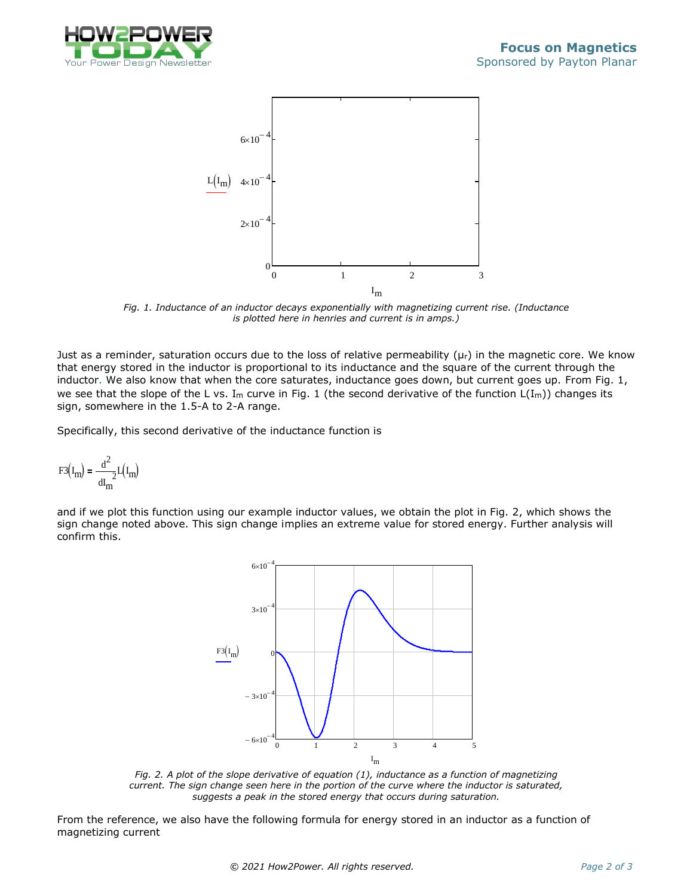Fig. 1. Inductance of an inductor decays exponentially with magnetizing current rise. (Inductance is plotted here in henries and current is in amps.)

Just as a reminder, saturation occurs due to the loss of relative permeability ($\mu_r$) in the magnetic core. We know that energy stored in the inductor is proportional to its inductance and the square of the current through the inductor. We also know that when the core saturates, inductance goes down, but current goes up. From Fig. 1, we see that the slope of the L vs. $I_m$ curve in Fig. 1 (the second derivative of the function $L(I_m)$) changes its sign, somewhere in the 1.5-A to 2-A range.

Specifically, this second derivative of the inductance function is

$$F3(I_m) = \frac{d^2}{dI_m^{\,2}} L(I_m)$$

and if we plot this function using our example inductor values, we obtain the plot in Fig. 2, which shows the sign change noted above. This sign change implies an extreme value for stored energy. Further analysis will confirm this.

Fig. 2. A plot of the slope derivative of equation (1), inductance as a function of magnetizing current. The sign change seen here in the portion of the curve where the inductor is saturated, suggests a peak in the stored energy that occurs during saturation.

From the reference, we also have the following formula for energy stored in an inductor as a function of magnetizing current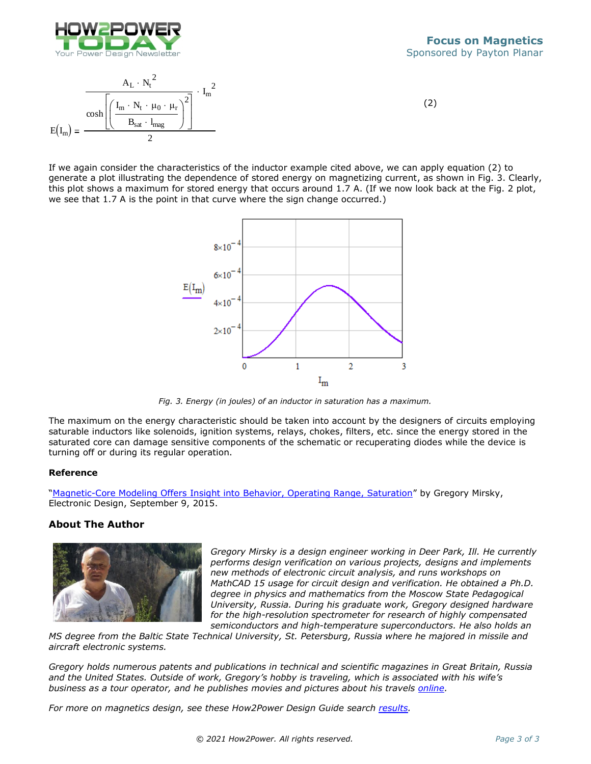$$E(I_m) = \frac{\dfrac{A_L \cdot N_t^{\,2}}{\cosh\left[\left(\dfrac{I_m \cdot N_t \cdot \mu_0 \cdot \mu_r}{B_{sat} \cdot l_{mag}}\right)^2\right]} \cdot I_m^{\,2}}{2} \tag{2}$$

If we again consider the characteristics of the inductor example cited above, we can apply equation (2) to generate a plot illustrating the dependence of stored energy on magnetizing current, as shown in Fig. 3. Clearly, this plot shows a maximum for stored energy that occurs around 1.7 A. (If we now look back at the Fig. 2 plot, we see that 1.7 A is the point in that curve where the sign change occurred.)

$E(I_m)$

$8\times10^{-4}$
$6\times10^{-4}$
$4\times10^{-4}$
$2\times10^{-4}$

0
1
2
3

$I_m$

*Fig. 3. Energy (in joules) of an inductor in saturation has a maximum.*

The maximum on the energy characteristic should be taken into account by the designers of circuits employing saturable inductors like solenoids, ignition systems, relays, chokes, filters, etc. since the energy stored in the saturated core can damage sensitive components of the schematic or recuperating diodes while the device is turning off or during its regular operation.

**Reference**

"Magnetic-Core Modeling Offers Insight into Behavior, Operating Range, Saturation" by Gregory Mirsky, Electronic Design, September 9, 2015.

## About The Author

*Gregory Mirsky is a design engineer working in Deer Park, Ill. He currently performs design verification on various projects, designs and implements new methods of electronic circuit analysis, and runs workshops on MathCAD 15 usage for circuit design and verification. He obtained a Ph.D. degree in physics and mathematics from the Moscow State Pedagogical University, Russia. During his graduate work, Gregory designed hardware for the high-resolution spectrometer for research of highly compensated semiconductors and high-temperature superconductors. He also holds an MS degree from the Baltic State Technical University, St. Petersburg, Russia where he majored in missile and aircraft electronic systems.*

*Gregory holds numerous patents and publications in technical and scientific magazines in Great Britain, Russia and the United States. Outside of work, Gregory's hobby is traveling, which is associated with his wife's business as a tour operator, and he publishes movies and pictures about his travels online.*

*For more on magnetics design, see these How2Power Design Guide search results.*